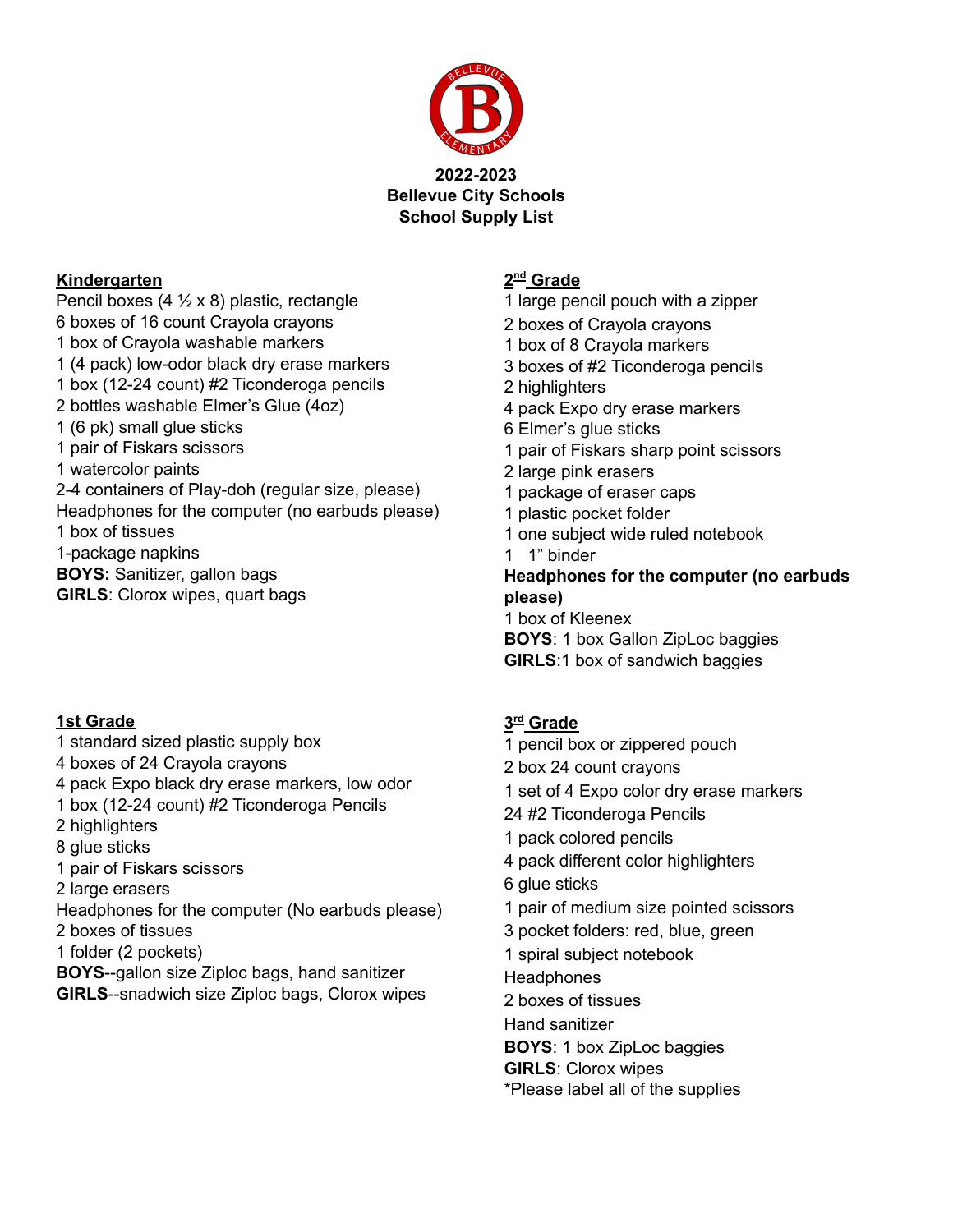**2022-2023**
**Bellevue City Schools**
**School Supply List**

## Kindergarten

Pencil boxes (4 ½ x 8) plastic, rectangle
6 boxes of 16 count Crayola crayons
1 box of Crayola washable markers
1 (4 pack) low-odor black dry erase markers
1 box (12-24 count) #2 Ticonderoga pencils
2 bottles washable Elmer's Glue (4oz)
1 (6 pk) small glue sticks
1 pair of Fiskars scissors
1 watercolor paints
2-4 containers of Play-doh (regular size, please)
Headphones for the computer (no earbuds please)
1 box of tissues
1-package napkins
**BOYS:** Sanitizer, gallon bags
**GIRLS**: Clorox wipes, quart bags

## 1st Grade

1 standard sized plastic supply box
4 boxes of 24 Crayola crayons
4 pack Expo black dry erase markers, low odor
1 box (12-24 count) #2 Ticonderoga Pencils
2 highlighters
8 glue sticks
1 pair of Fiskars scissors
2 large erasers
Headphones for the computer (No earbuds please)
2 boxes of tissues
1 folder (2 pockets)
**BOYS**--gallon size Ziploc bags, hand sanitizer
**GIRLS**--snadwich size Ziploc bags, Clorox wipes

## 2nd Grade

1 large pencil pouch with a zipper
2 boxes of Crayola crayons
1 box of 8 Crayola markers
3 boxes of #2 Ticonderoga pencils
2 highlighters
4 pack Expo dry erase markers
6 Elmer's glue sticks
1 pair of Fiskars sharp point scissors
2 large pink erasers
1 package of eraser caps
1 plastic pocket folder
1 one subject wide ruled notebook
1 1" binder
**Headphones for the computer (no earbuds please)**
1 box of Kleenex
**BOYS**: 1 box Gallon ZipLoc baggies
**GIRLS**:1 box of sandwich baggies

## 3rd Grade

1 pencil box or zippered pouch
2 box 24 count crayons
1 set of 4 Expo color dry erase markers
24 #2 Ticonderoga Pencils
1 pack colored pencils
4 pack different color highlighters
6 glue sticks
1 pair of medium size pointed scissors
3 pocket folders: red, blue, green
1 spiral subject notebook
Headphones
2 boxes of tissues
Hand sanitizer
**BOYS**: 1 box ZipLoc baggies
**GIRLS**: Clorox wipes
*Please label all of the supplies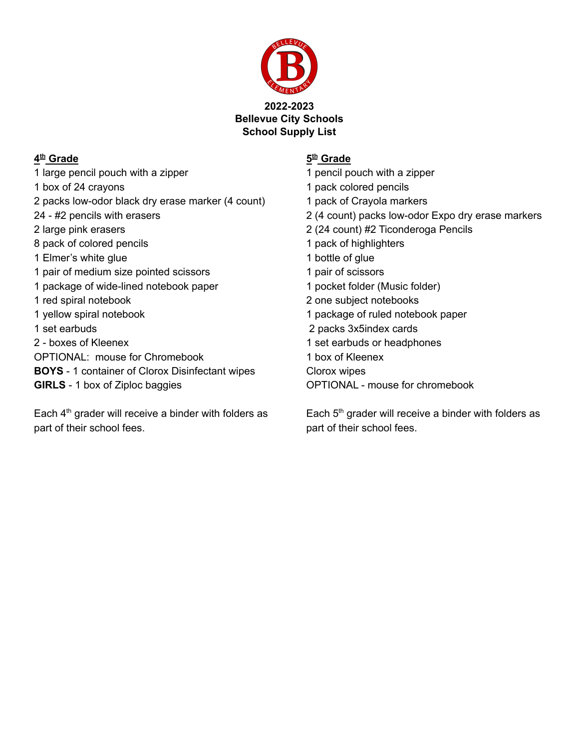**2022-2023**
**Bellevue City Schools**
**School Supply List**

## 4th Grade

1 large pencil pouch with a zipper
1 box of 24 crayons
2 packs low-odor black dry erase marker (4 count)
24 - #2 pencils with erasers
2 large pink erasers
8 pack of colored pencils
1 Elmer's white glue
1 pair of medium size pointed scissors
1 package of wide-lined notebook paper
1 red spiral notebook
1 yellow spiral notebook
1 set earbuds
2 - boxes of Kleenex
OPTIONAL: mouse for Chromebook
**BOYS** - 1 container of Clorox Disinfectant wipes
**GIRLS** - 1 box of Ziploc baggies

Each 4th grader will receive a binder with folders as part of their school fees.

## 5th Grade

1 pencil pouch with a zipper
1 pack colored pencils
1 pack of Crayola markers
2 (4 count) packs low-odor Expo dry erase markers
2 (24 count) #2 Ticonderoga Pencils
1 pack of highlighters
1 bottle of glue
1 pair of scissors
1 pocket folder (Music folder)
2 one subject notebooks
1 package of ruled notebook paper
2 packs 3x5index cards
1 set earbuds or headphones
1 box of Kleenex
Clorox wipes
OPTIONAL - mouse for chromebook

Each 5th grader will receive a binder with folders as part of their school fees.